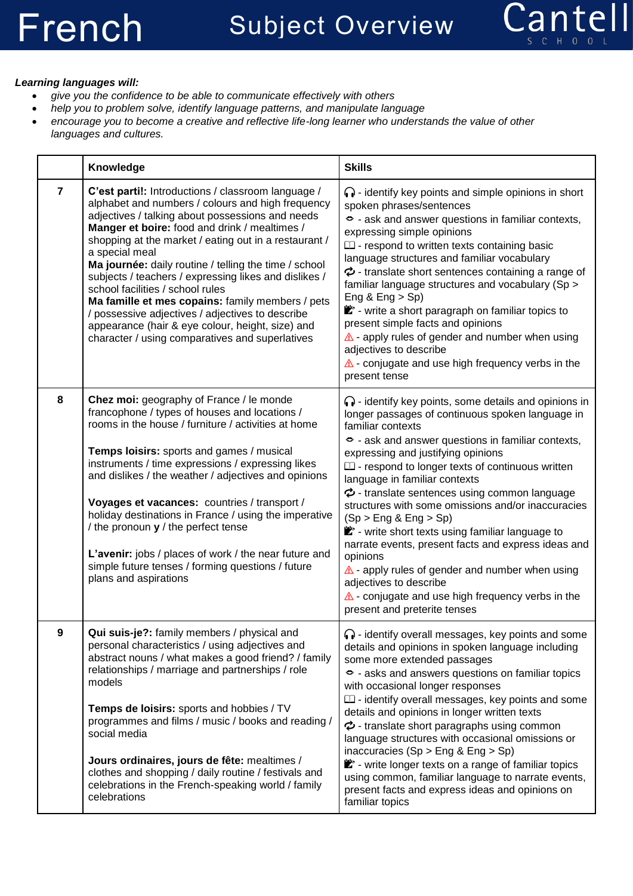# French Subject Overview

Cantell School

***Learning languages will:***

- *give you the confidence to be able to communicate effectively with others*
- *help you to problem solve, identify language patterns, and manipulate language*
- *encourage you to become a creative and reflective life-long learner who understands the value of other languages and cultures.*

| | **Knowledge** | **Skills** |
|---|---|---|
| **7** | **C'est parti!:** Introductions / classroom language / alphabet and numbers / colours and high frequency adjectives / talking about possessions and needs<br>**Manger et boire:** food and drink / mealtimes / shopping at the market / eating out in a restaurant / a special meal<br>**Ma journée:** daily routine / telling the time / school subjects / teachers / expressing likes and dislikes / school facilities / school rules<br>**Ma famille et mes copains:** family members / pets / possessive adjectives / adjectives to describe appearance (hair & eye colour, height, size) and character / using comparatives and superlatives | 🎧 - identify key points and simple opinions in short spoken phrases/sentences<br>👄 - ask and answer questions in familiar contexts, expressing simple opinions<br>📖 - respond to written texts containing basic language structures and familiar vocabulary<br>🔄 - translate short sentences containing a range of familiar language structures and vocabulary (Sp > Eng & Eng > Sp)<br>✍ - write a short paragraph on familiar topics to present simple facts and opinions<br>⚠ - apply rules of gender and number when using adjectives to describe<br>⚠ - conjugate and use high frequency verbs in the present tense |
| **8** | **Chez moi:** geography of France / le monde francophone / types of houses and locations / rooms in the house / furniture / activities at home<br><br>**Temps loisirs:** sports and games / musical instruments / time expressions / expressing likes and dislikes / the weather / adjectives and opinions<br><br>**Voyages et vacances:** countries / transport / holiday destinations in France / using the imperative / the pronoun **y** / the perfect tense<br><br>**L'avenir:** jobs / places of work / the near future and simple future tenses / forming questions / future plans and aspirations | 🎧 - identify key points, some details and opinions in longer passages of continuous spoken language in familiar contexts<br>👄 - ask and answer questions in familiar contexts, expressing and justifying opinions<br>📖 - respond to longer texts of continuous written language in familiar contexts<br>🔄 - translate sentences using common language structures with some omissions and/or inaccuracies (Sp > Eng & Eng > Sp)<br>✍ - write short texts using familiar language to narrate events, present facts and express ideas and opinions<br>⚠ - apply rules of gender and number when using adjectives to describe<br>⚠ - conjugate and use high frequency verbs in the present and preterite tenses |
| **9** | **Qui suis-je?:** family members / physical and personal characteristics / using adjectives and abstract nouns / what makes a good friend? / family relationships / marriage and partnerships / role models<br><br>**Temps de loisirs:** sports and hobbies / TV programmes and films / music / books and reading / social media<br><br>**Jours ordinaires, jours de fête:** mealtimes / clothes and shopping / daily routine / festivals and celebrations in the French-speaking world / family celebrations | 🎧 - identify overall messages, key points and some details and opinions in spoken language including some more extended passages<br>👄 - asks and answers questions on familiar topics with occasional longer responses<br>📖 - identify overall messages, key points and some details and opinions in longer written texts<br>🔄 - translate short paragraphs using common language structures with occasional omissions or inaccuracies (Sp > Eng & Eng > Sp)<br>✍ - write longer texts on a range of familiar topics using common, familiar language to narrate events, present facts and express ideas and opinions on familiar topics |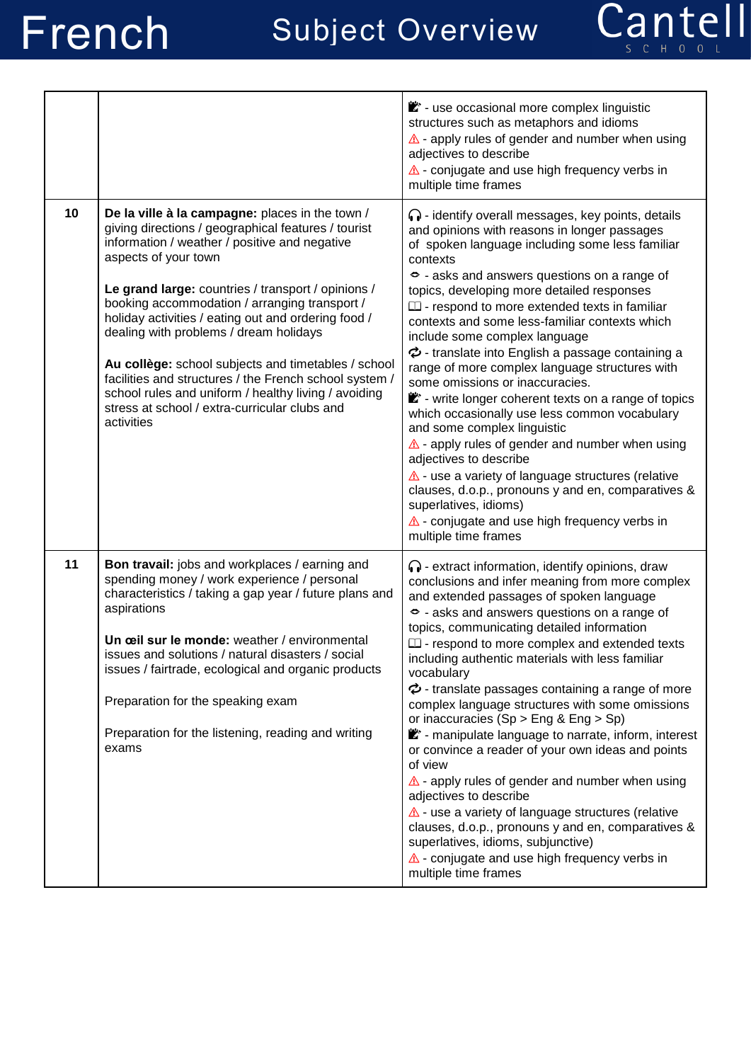| | | |
|---|---|---|
| | | 📝 - use occasional more complex linguistic structures such as metaphors and idioms<br>⚠ - apply rules of gender and number when using adjectives to describe<br>⚠ - conjugate and use high frequency verbs in multiple time frames |
| **10** | **De la ville à la campagne:** places in the town / giving directions / geographical features / tourist information / weather / positive and negative aspects of your town<br><br>**Le grand large:** countries / transport / opinions / booking accommodation / arranging transport / holiday activities / eating out and ordering food / dealing with problems / dream holidays<br><br>**Au collège:** school subjects and timetables / school facilities and structures / the French school system / school rules and uniform / healthy living / avoiding stress at school / extra-curricular clubs and activities | 🎧 - identify overall messages, key points, details and opinions with reasons in longer passages of spoken language including some less familiar contexts<br>💬 - asks and answers questions on a range of topics, developing more detailed responses<br>📖 - respond to more extended texts in familiar contexts and some less-familiar contexts which include some complex language<br>🔄 - translate into English a passage containing a range of more complex language structures with some omissions or inaccuracies.<br>📝 - write longer coherent texts on a range of topics which occasionally use less common vocabulary and some complex linguistic<br>⚠ - apply rules of gender and number when using adjectives to describe<br>⚠ - use a variety of language structures (relative clauses, d.o.p., pronouns y and en, comparatives & superlatives, idioms)<br>⚠ - conjugate and use high frequency verbs in multiple time frames |
| **11** | **Bon travail:** jobs and workplaces / earning and spending money / work experience / personal characteristics / taking a gap year / future plans and aspirations<br><br>**Un œil sur le monde:** weather / environmental issues and solutions / natural disasters / social issues / fairtrade, ecological and organic products<br><br>Preparation for the speaking exam<br><br>Preparation for the listening, reading and writing exams | 🎧 - extract information, identify opinions, draw conclusions and infer meaning from more complex and extended passages of spoken language<br>💬 - asks and answers questions on a range of topics, communicating detailed information<br>📖 - respond to more complex and extended texts including authentic materials with less familiar vocabulary<br>🔄 - translate passages containing a range of more complex language structures with some omissions or inaccuracies (Sp > Eng & Eng > Sp)<br>📝 - manipulate language to narrate, inform, interest or convince a reader of your own ideas and points of view<br>⚠ - apply rules of gender and number when using adjectives to describe<br>⚠ - use a variety of language structures (relative clauses, d.o.p., pronouns y and en, comparatives & superlatives, idioms, subjunctive)<br>⚠ - conjugate and use high frequency verbs in multiple time frames |